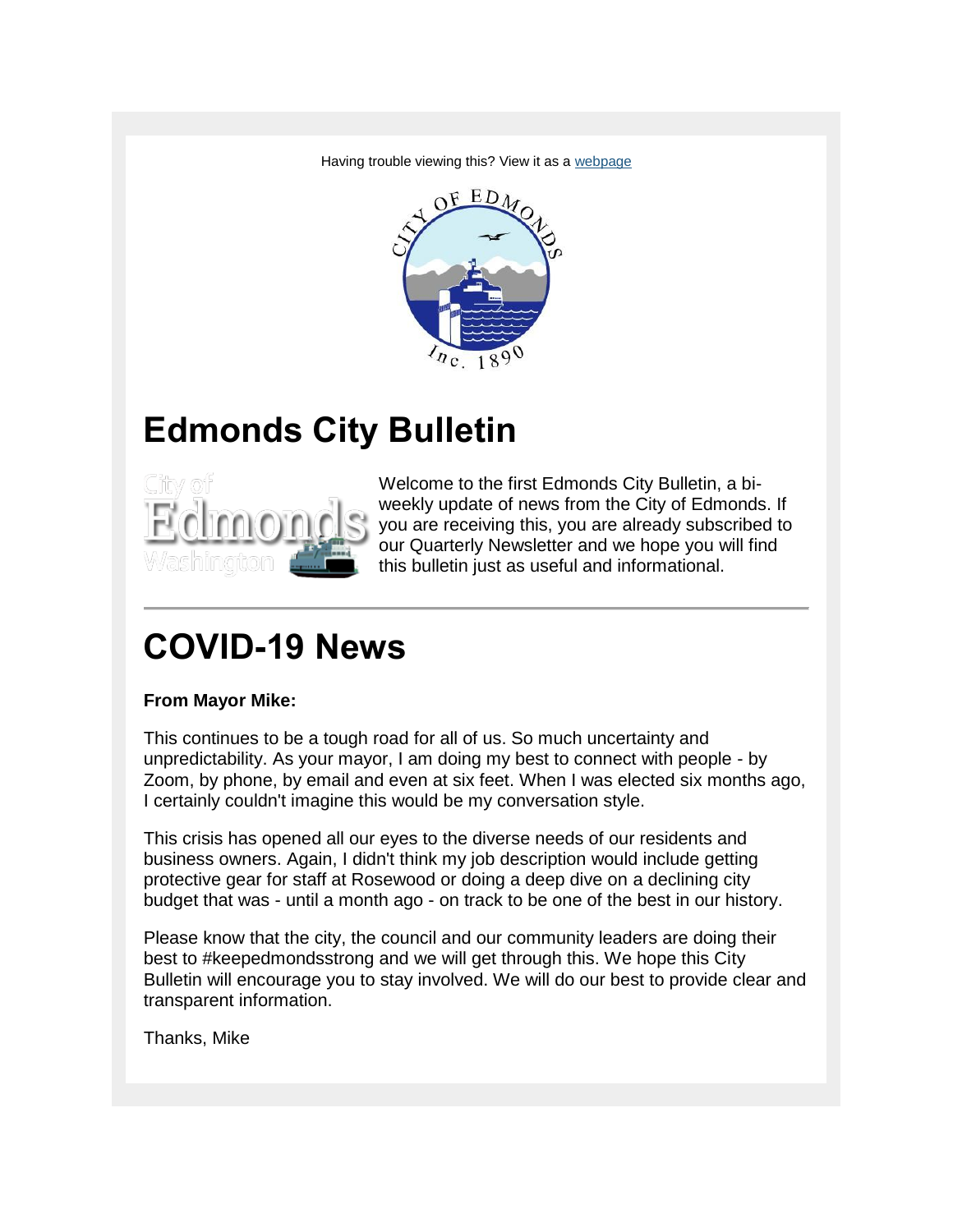Having trouble viewing this? View it as a webpage

# Edmonds City Bulletin

Welcome to the first Edmonds City Bulletin, a bi-weekly update of news from the City of Edmonds. If you are receiving this, you are already subscribed to our Quarterly Newsletter and we hope you will find this bulletin just as useful and informational.

# COVID-19 News

**From Mayor Mike:**

This continues to be a tough road for all of us. So much uncertainty and unpredictability. As your mayor, I am doing my best to connect with people - by Zoom, by phone, by email and even at six feet. When I was elected six months ago, I certainly couldn't imagine this would be my conversation style.

This crisis has opened all our eyes to the diverse needs of our residents and business owners. Again, I didn't think my job description would include getting protective gear for staff at Rosewood or doing a deep dive on a declining city budget that was - until a month ago - on track to be one of the best in our history.

Please know that the city, the council and our community leaders are doing their best to #keepedmondsstrong and we will get through this. We hope this City Bulletin will encourage you to stay involved. We will do our best to provide clear and transparent information.

Thanks, Mike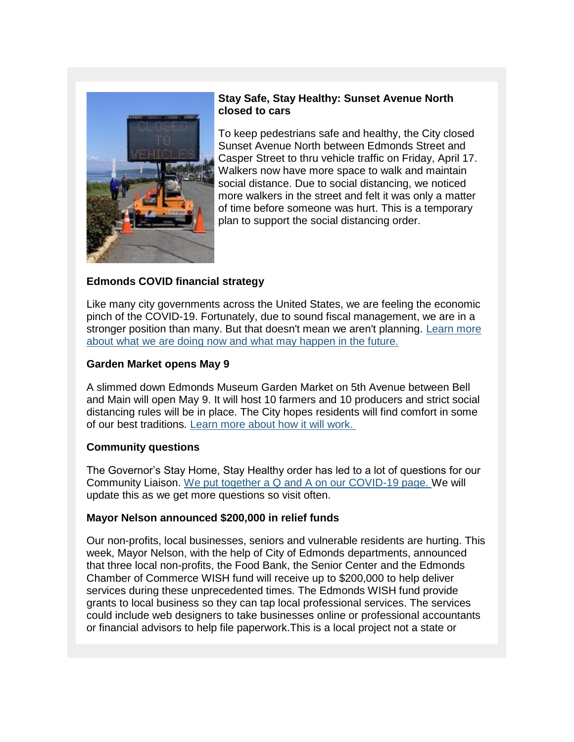**Stay Safe, Stay Healthy: Sunset Avenue North closed to cars**

To keep pedestrians safe and healthy, the City closed Sunset Avenue North between Edmonds Street and Casper Street to thru vehicle traffic on Friday, April 17. Walkers now have more space to walk and maintain social distance. Due to social distancing, we noticed more walkers in the street and felt it was only a matter of time before someone was hurt. This is a temporary plan to support the social distancing order.

**Edmonds COVID financial strategy**

Like many city governments across the United States, we are feeling the economic pinch of the COVID-19. Fortunately, due to sound fiscal management, we are in a stronger position than many. But that doesn't mean we aren't planning. [Learn more about what we are doing now and what may happen in the future.]()

**Garden Market opens May 9**

A slimmed down Edmonds Museum Garden Market on 5th Avenue between Bell and Main will open May 9. It will host 10 farmers and 10 producers and strict social distancing rules will be in place. The City hopes residents will find comfort in some of our best traditions. [Learn more about how it will work.]()

**Community questions**

The Governor's Stay Home, Stay Healthy order has led to a lot of questions for our Community Liaison. [We put together a Q and A on our COVID-19 page.]() We will update this as we get more questions so visit often.

**Mayor Nelson announced $200,000 in relief funds**

Our non-profits, local businesses, seniors and vulnerable residents are hurting. This week, Mayor Nelson, with the help of City of Edmonds departments, announced that three local non-profits, the Food Bank, the Senior Center and the Edmonds Chamber of Commerce WISH fund will receive up to $200,000 to help deliver services during these unprecedented times. The Edmonds WISH fund provide grants to local business so they can tap local professional services. The services could include web designers to take businesses online or professional accountants or financial advisors to help file paperwork.This is a local project not a state or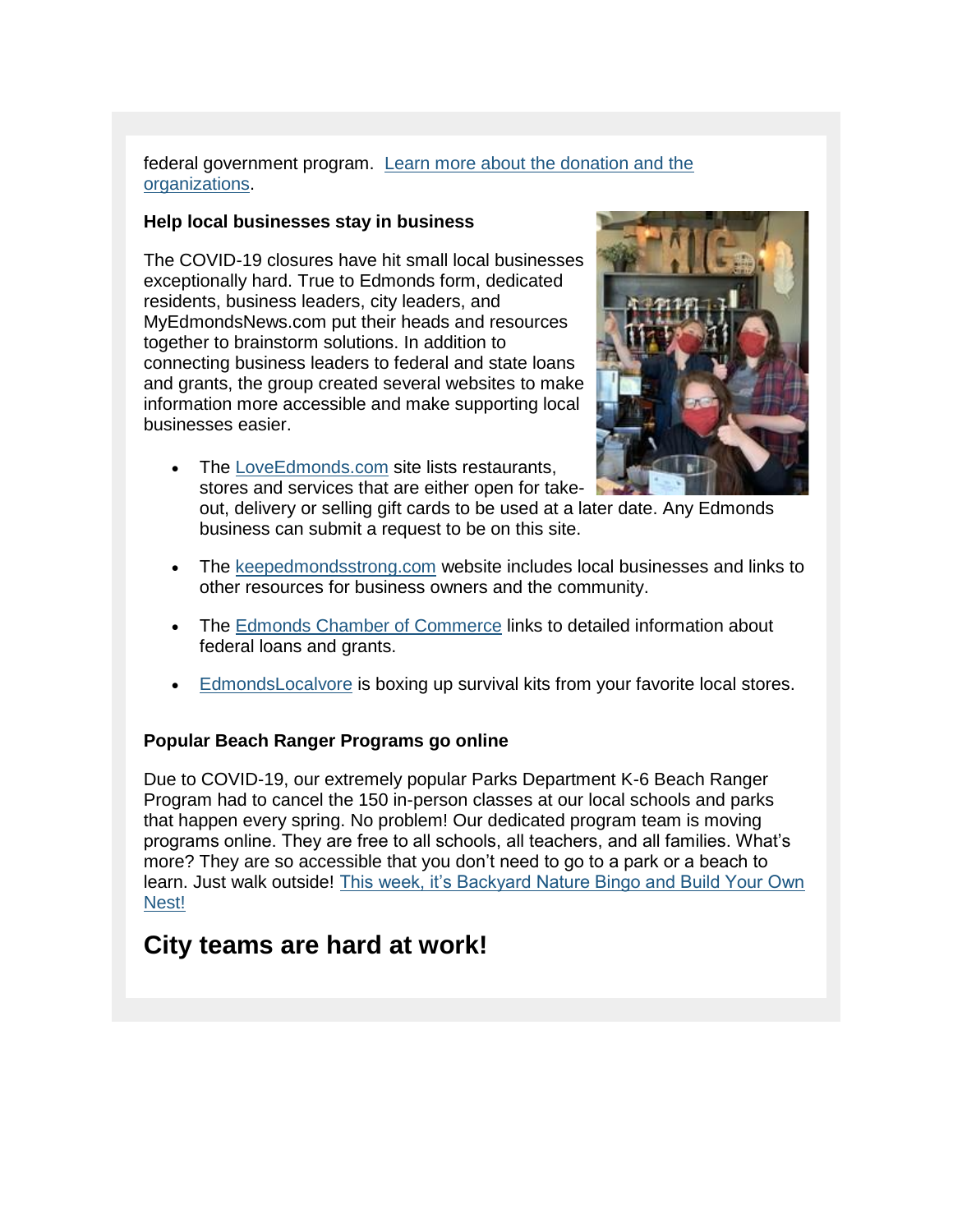federal government program. Learn more about the donation and the organizations.

**Help local businesses stay in business**

The COVID-19 closures have hit small local businesses exceptionally hard. True to Edmonds form, dedicated residents, business leaders, city leaders, and MyEdmondsNews.com put their heads and resources together to brainstorm solutions. In addition to connecting business leaders to federal and state loans and grants, the group created several websites to make information more accessible and make supporting local businesses easier.

- The LoveEdmonds.com site lists restaurants, stores and services that are either open for take-out, delivery or selling gift cards to be used at a later date. Any Edmonds business can submit a request to be on this site.
- The keepedmondsstrong.com website includes local businesses and links to other resources for business owners and the community.
- The Edmonds Chamber of Commerce links to detailed information about federal loans and grants.
- EdmondsLocalvore is boxing up survival kits from your favorite local stores.

**Popular Beach Ranger Programs go online**

Due to COVID-19, our extremely popular Parks Department K-6 Beach Ranger Program had to cancel the 150 in-person classes at our local schools and parks that happen every spring. No problem! Our dedicated program team is moving programs online. They are free to all schools, all teachers, and all families. What's more? They are so accessible that you don't need to go to a park or a beach to learn. Just walk outside! This week, it's Backyard Nature Bingo and Build Your Own Nest!

## City teams are hard at work!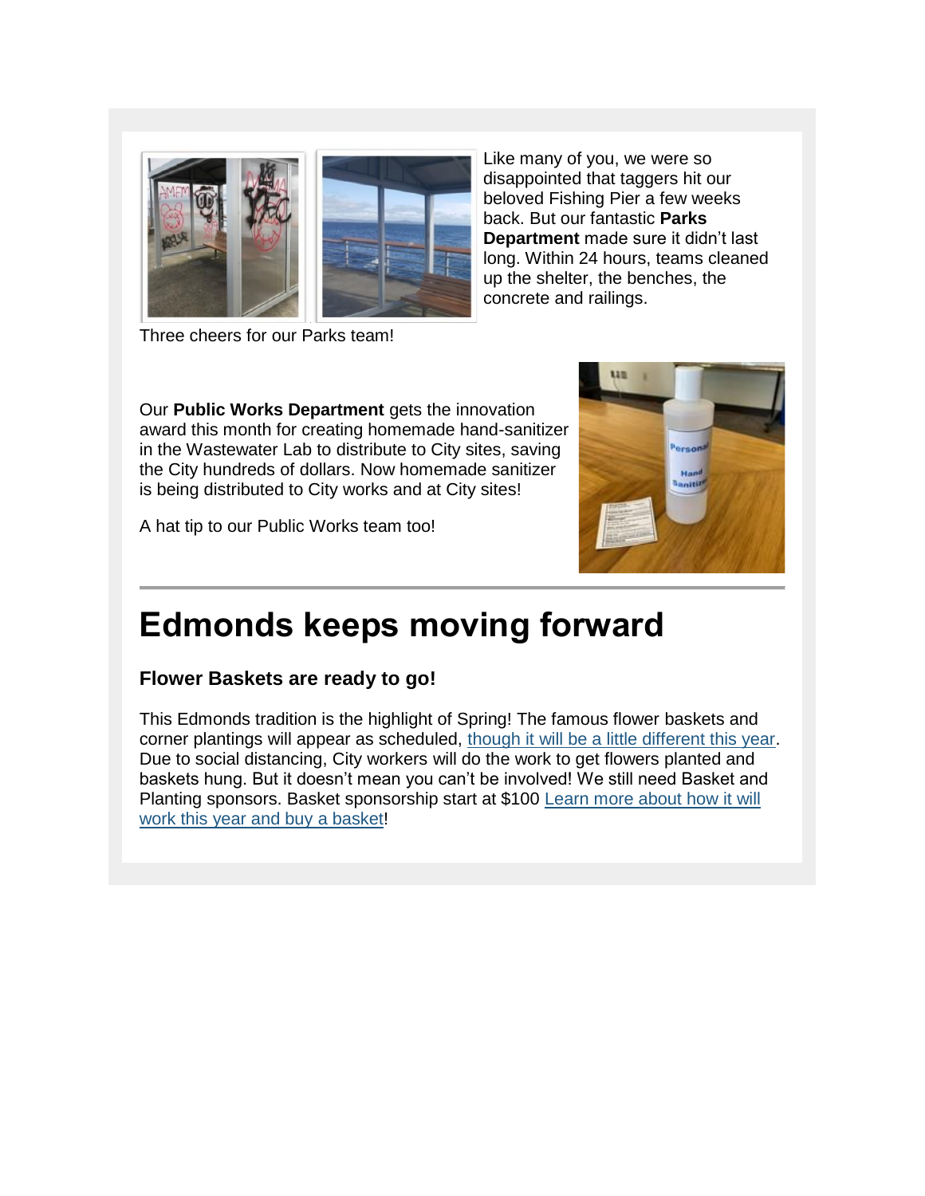Like many of you, we were so disappointed that taggers hit our beloved Fishing Pier a few weeks back. But our fantastic **Parks Department** made sure it didn't last long. Within 24 hours, teams cleaned up the shelter, the benches, the concrete and railings.

Three cheers for our Parks team!

Our **Public Works Department** gets the innovation award this month for creating homemade hand-sanitizer in the Wastewater Lab to distribute to City sites, saving the City hundreds of dollars. Now homemade sanitizer is being distributed to City works and at City sites!

A hat tip to our Public Works team too!

---

# Edmonds keeps moving forward

### Flower Baskets are ready to go!

This Edmonds tradition is the highlight of Spring! The famous flower baskets and corner plantings will appear as scheduled, though it will be a little different this year. Due to social distancing, City workers will do the work to get flowers planted and baskets hung. But it doesn't mean you can't be involved! We still need Basket and Planting sponsors. Basket sponsorship start at $100 Learn more about how it will work this year and buy a basket!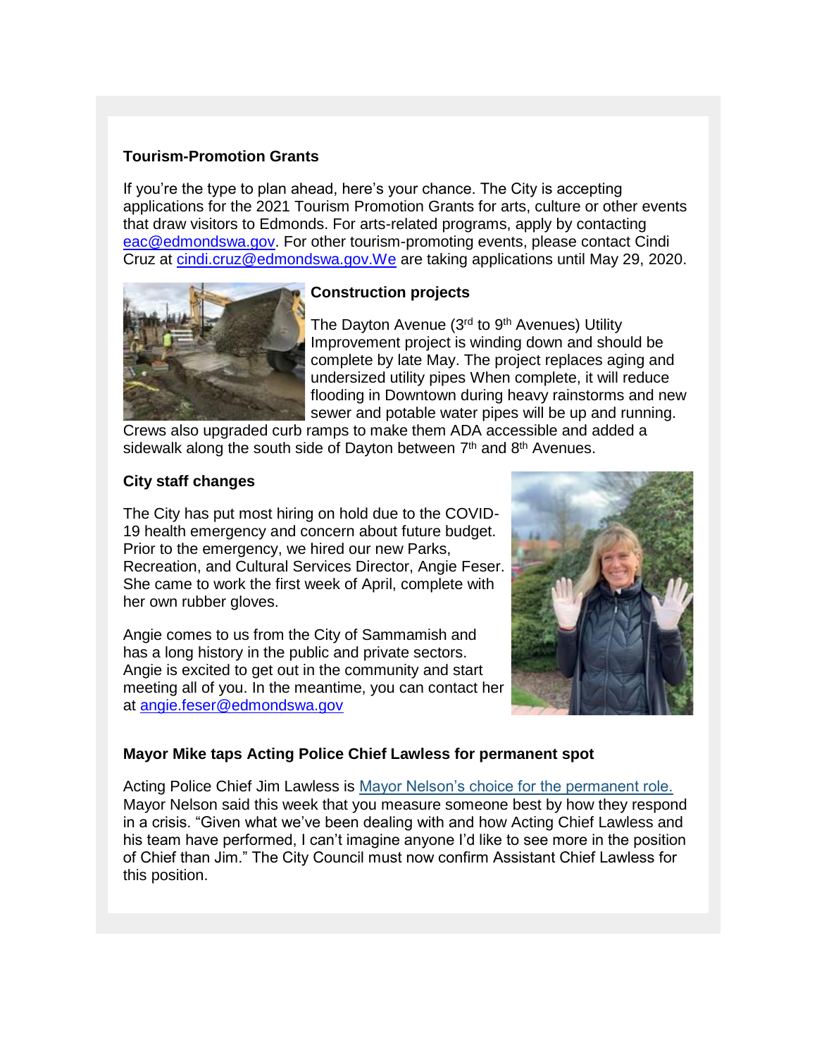**Tourism-Promotion Grants**

If you're the type to plan ahead, here's your chance. The City is accepting applications for the 2021 Tourism Promotion Grants for arts, culture or other events that draw visitors to Edmonds. For arts-related programs, apply by contacting [eac@edmondswa.gov](mailto:eac@edmondswa.gov). For other tourism-promoting events, please contact Cindi Cruz at [cindi.cruz@edmondswa.gov.We](mailto:cindi.cruz@edmondswa.gov) are taking applications until May 29, 2020.

**Construction projects**

The Dayton Avenue (3rd to 9th Avenues) Utility Improvement project is winding down and should be complete by late May. The project replaces aging and undersized utility pipes When complete, it will reduce flooding in Downtown during heavy rainstorms and new sewer and potable water pipes will be up and running. Crews also upgraded curb ramps to make them ADA accessible and added a sidewalk along the south side of Dayton between 7th and 8th Avenues.

**City staff changes**

The City has put most hiring on hold due to the COVID-19 health emergency and concern about future budget. Prior to the emergency, we hired our new Parks, Recreation, and Cultural Services Director, Angie Feser. She came to work the first week of April, complete with her own rubber gloves.

Angie comes to us from the City of Sammamish and has a long history in the public and private sectors. Angie is excited to get out in the community and start meeting all of you. In the meantime, you can contact her at [angie.feser@edmondswa.gov](mailto:angie.feser@edmondswa.gov)

**Mayor Mike taps Acting Police Chief Lawless for permanent spot**

Acting Police Chief Jim Lawless is Mayor Nelson's choice for the permanent role. Mayor Nelson said this week that you measure someone best by how they respond in a crisis. "Given what we've been dealing with and how Acting Chief Lawless and his team have performed, I can't imagine anyone I'd like to see more in the position of Chief than Jim." The City Council must now confirm Assistant Chief Lawless for this position.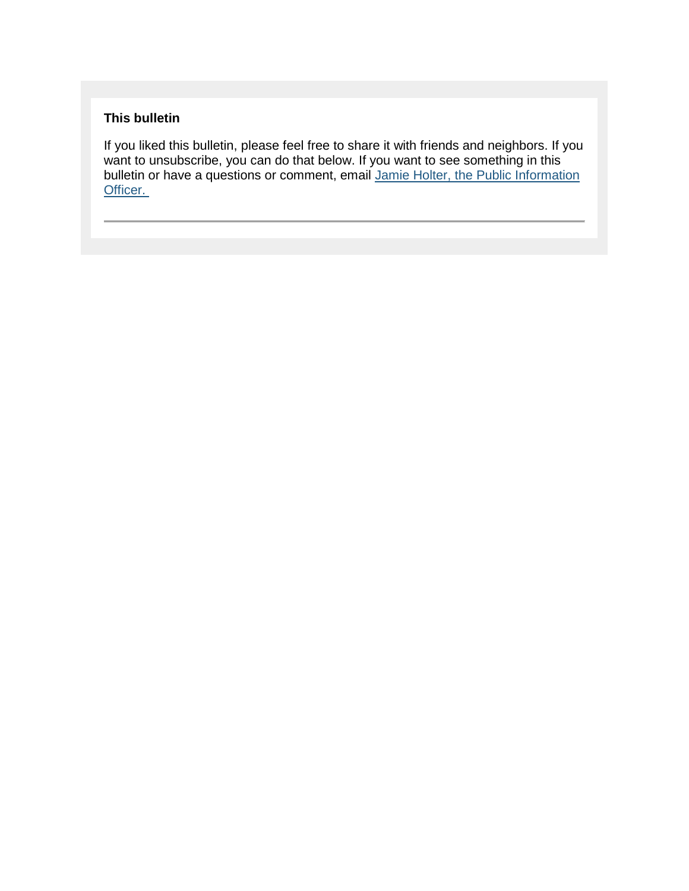**This bulletin**

If you liked this bulletin, please feel free to share it with friends and neighbors. If you want to unsubscribe, you can do that below. If you want to see something in this bulletin or have a questions or comment, email Jamie Holter, the Public Information Officer.

---